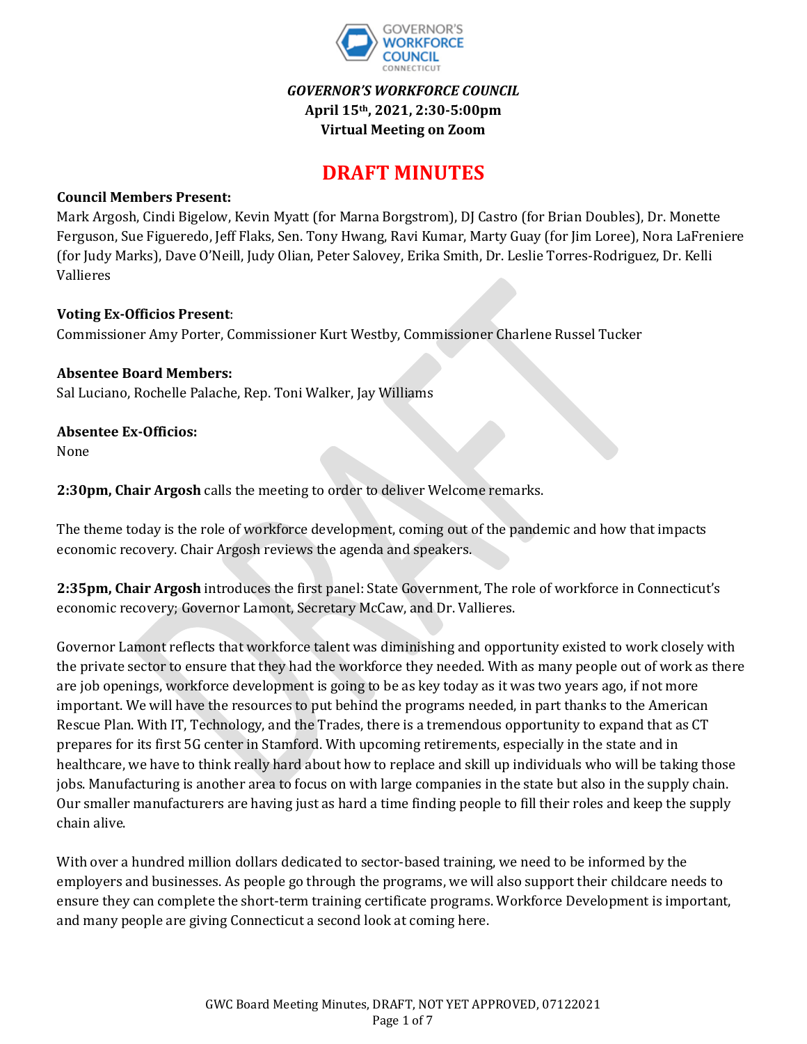*GOVERNOR'S WORKFORCE COUNCIL*
**April 15th, 2021, 2:30-5:00pm**
**Virtual Meeting on Zoom**

# DRAFT MINUTES

**Council Members Present:**
Mark Argosh, Cindi Bigelow, Kevin Myatt (for Marna Borgstrom), DJ Castro (for Brian Doubles), Dr. Monette Ferguson, Sue Figueredo, Jeff Flaks, Sen. Tony Hwang, Ravi Kumar, Marty Guay (for Jim Loree), Nora LaFreniere (for Judy Marks), Dave O'Neill, Judy Olian, Peter Salovey, Erika Smith, Dr. Leslie Torres-Rodriguez, Dr. Kelli Vallieres

**Voting Ex-Officios Present**:
Commissioner Amy Porter, Commissioner Kurt Westby, Commissioner Charlene Russel Tucker

**Absentee Board Members:**
Sal Luciano, Rochelle Palache, Rep. Toni Walker, Jay Williams

**Absentee Ex-Officios:**
None

**2:30pm, Chair Argosh** calls the meeting to order to deliver Welcome remarks.

The theme today is the role of workforce development, coming out of the pandemic and how that impacts economic recovery. Chair Argosh reviews the agenda and speakers.

**2:35pm, Chair Argosh** introduces the first panel: State Government, The role of workforce in Connecticut's economic recovery; Governor Lamont, Secretary McCaw, and Dr. Vallieres.

Governor Lamont reflects that workforce talent was diminishing and opportunity existed to work closely with the private sector to ensure that they had the workforce they needed. With as many people out of work as there are job openings, workforce development is going to be as key today as it was two years ago, if not more important. We will have the resources to put behind the programs needed, in part thanks to the American Rescue Plan. With IT, Technology, and the Trades, there is a tremendous opportunity to expand that as CT prepares for its first 5G center in Stamford. With upcoming retirements, especially in the state and in healthcare, we have to think really hard about how to replace and skill up individuals who will be taking those jobs. Manufacturing is another area to focus on with large companies in the state but also in the supply chain. Our smaller manufacturers are having just as hard a time finding people to fill their roles and keep the supply chain alive.

With over a hundred million dollars dedicated to sector-based training, we need to be informed by the employers and businesses. As people go through the programs, we will also support their childcare needs to ensure they can complete the short-term training certificate programs. Workforce Development is important, and many people are giving Connecticut a second look at coming here.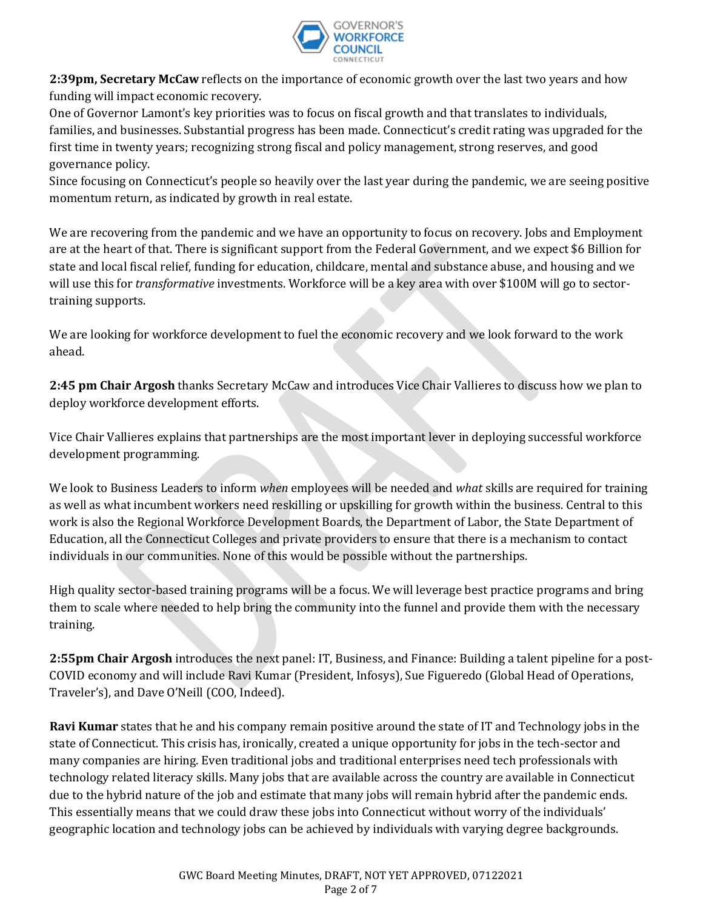**2:39pm, Secretary McCaw** reflects on the importance of economic growth over the last two years and how funding will impact economic recovery.

One of Governor Lamont's key priorities was to focus on fiscal growth and that translates to individuals, families, and businesses. Substantial progress has been made. Connecticut's credit rating was upgraded for the first time in twenty years; recognizing strong fiscal and policy management, strong reserves, and good governance policy.

Since focusing on Connecticut's people so heavily over the last year during the pandemic, we are seeing positive momentum return, as indicated by growth in real estate.

We are recovering from the pandemic and we have an opportunity to focus on recovery. Jobs and Employment are at the heart of that. There is significant support from the Federal Government, and we expect $6 Billion for state and local fiscal relief, funding for education, childcare, mental and substance abuse, and housing and we will use this for *transformative* investments. Workforce will be a key area with over $100M will go to sector-training supports.

We are looking for workforce development to fuel the economic recovery and we look forward to the work ahead.

**2:45 pm Chair Argosh** thanks Secretary McCaw and introduces Vice Chair Vallieres to discuss how we plan to deploy workforce development efforts.

Vice Chair Vallieres explains that partnerships are the most important lever in deploying successful workforce development programming.

We look to Business Leaders to inform *when* employees will be needed and *what* skills are required for training as well as what incumbent workers need reskilling or upskilling for growth within the business. Central to this work is also the Regional Workforce Development Boards, the Department of Labor, the State Department of Education, all the Connecticut Colleges and private providers to ensure that there is a mechanism to contact individuals in our communities. None of this would be possible without the partnerships.

High quality sector-based training programs will be a focus. We will leverage best practice programs and bring them to scale where needed to help bring the community into the funnel and provide them with the necessary training.

**2:55pm Chair Argosh** introduces the next panel: IT, Business, and Finance: Building a talent pipeline for a post-COVID economy and will include Ravi Kumar (President, Infosys), Sue Figueredo (Global Head of Operations, Traveler's), and Dave O'Neill (COO, Indeed).

**Ravi Kumar** states that he and his company remain positive around the state of IT and Technology jobs in the state of Connecticut. This crisis has, ironically, created a unique opportunity for jobs in the tech-sector and many companies are hiring. Even traditional jobs and traditional enterprises need tech professionals with technology related literacy skills. Many jobs that are available across the country are available in Connecticut due to the hybrid nature of the job and estimate that many jobs will remain hybrid after the pandemic ends. This essentially means that we could draw these jobs into Connecticut without worry of the individuals' geographic location and technology jobs can be achieved by individuals with varying degree backgrounds.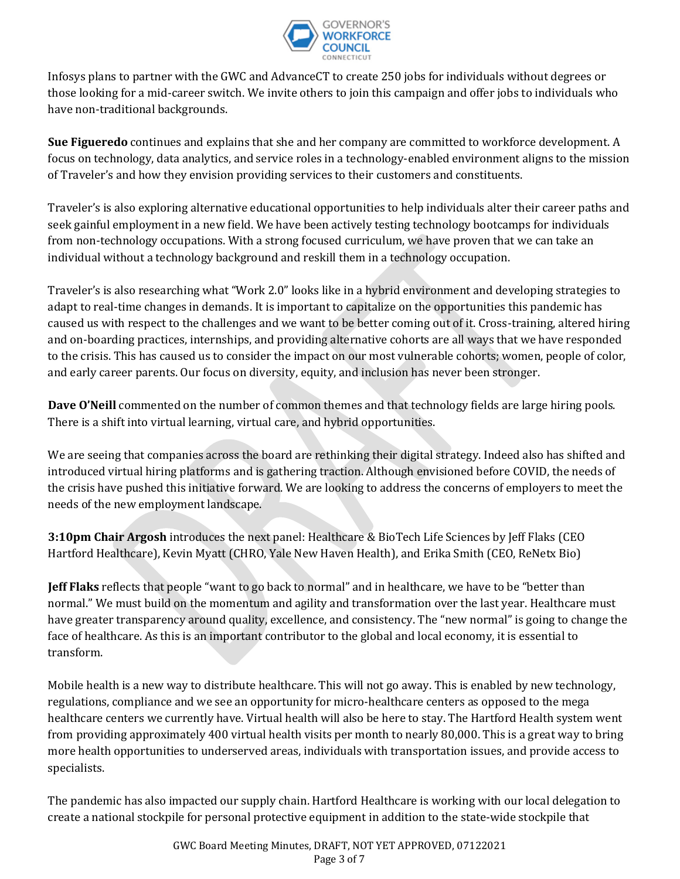Infosys plans to partner with the GWC and AdvanceCT to create 250 jobs for individuals without degrees or those looking for a mid-career switch. We invite others to join this campaign and offer jobs to individuals who have non-traditional backgrounds.

**Sue Figueredo** continues and explains that she and her company are committed to workforce development. A focus on technology, data analytics, and service roles in a technology-enabled environment aligns to the mission of Traveler's and how they envision providing services to their customers and constituents.

Traveler's is also exploring alternative educational opportunities to help individuals alter their career paths and seek gainful employment in a new field. We have been actively testing technology bootcamps for individuals from non-technology occupations. With a strong focused curriculum, we have proven that we can take an individual without a technology background and reskill them in a technology occupation.

Traveler's is also researching what "Work 2.0" looks like in a hybrid environment and developing strategies to adapt to real-time changes in demands. It is important to capitalize on the opportunities this pandemic has caused us with respect to the challenges and we want to be better coming out of it. Cross-training, altered hiring and on-boarding practices, internships, and providing alternative cohorts are all ways that we have responded to the crisis. This has caused us to consider the impact on our most vulnerable cohorts; women, people of color, and early career parents. Our focus on diversity, equity, and inclusion has never been stronger.

**Dave O'Neill** commented on the number of common themes and that technology fields are large hiring pools. There is a shift into virtual learning, virtual care, and hybrid opportunities.

We are seeing that companies across the board are rethinking their digital strategy. Indeed also has shifted and introduced virtual hiring platforms and is gathering traction. Although envisioned before COVID, the needs of the crisis have pushed this initiative forward. We are looking to address the concerns of employers to meet the needs of the new employment landscape.

**3:10pm Chair Argosh** introduces the next panel: Healthcare & BioTech Life Sciences by Jeff Flaks (CEO Hartford Healthcare), Kevin Myatt (CHRO, Yale New Haven Health), and Erika Smith (CEO, ReNetx Bio)

**Jeff Flaks** reflects that people "want to go back to normal" and in healthcare, we have to be "better than normal." We must build on the momentum and agility and transformation over the last year. Healthcare must have greater transparency around quality, excellence, and consistency. The "new normal" is going to change the face of healthcare. As this is an important contributor to the global and local economy, it is essential to transform.

Mobile health is a new way to distribute healthcare. This will not go away. This is enabled by new technology, regulations, compliance and we see an opportunity for micro-healthcare centers as opposed to the mega healthcare centers we currently have. Virtual health will also be here to stay. The Hartford Health system went from providing approximately 400 virtual health visits per month to nearly 80,000. This is a great way to bring more health opportunities to underserved areas, individuals with transportation issues, and provide access to specialists.

The pandemic has also impacted our supply chain. Hartford Healthcare is working with our local delegation to create a national stockpile for personal protective equipment in addition to the state-wide stockpile that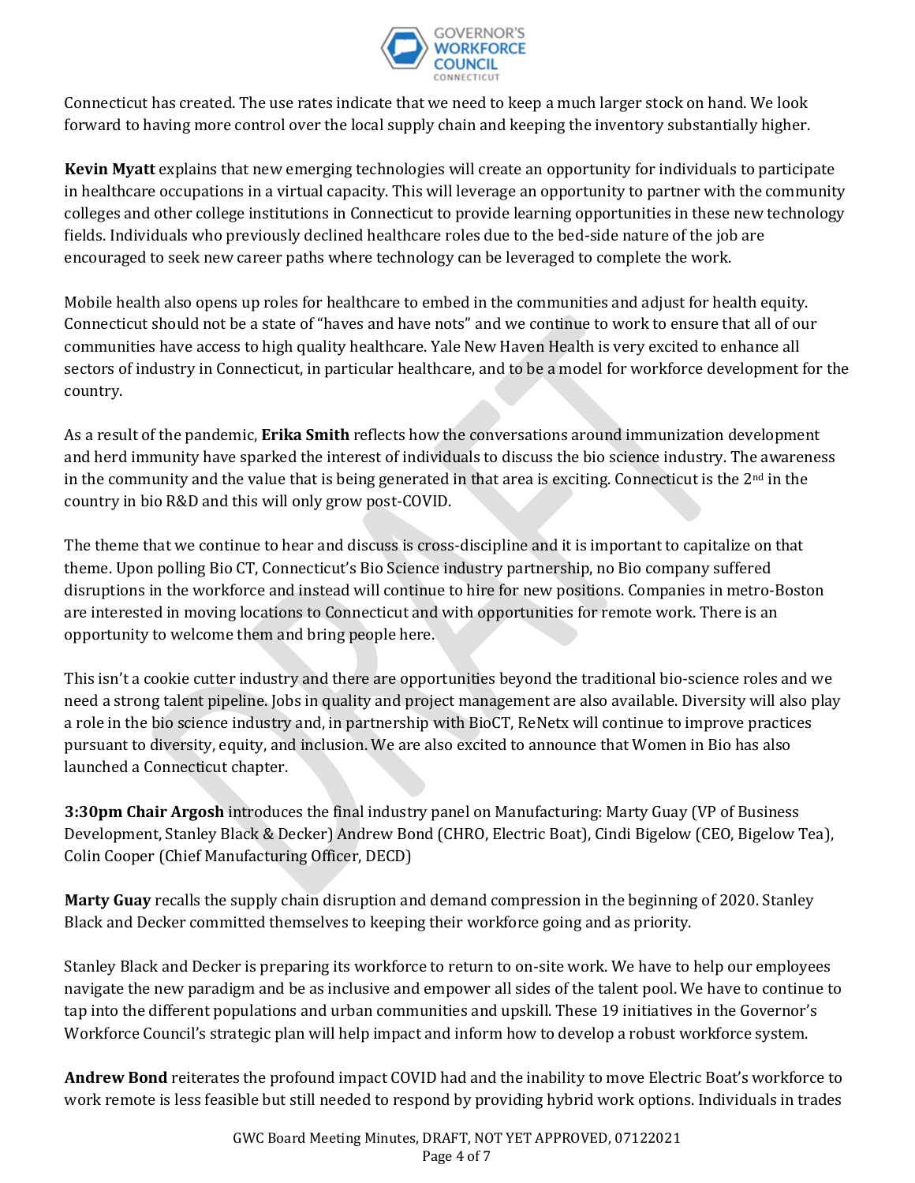Connecticut has created. The use rates indicate that we need to keep a much larger stock on hand. We look forward to having more control over the local supply chain and keeping the inventory substantially higher.

**Kevin Myatt** explains that new emerging technologies will create an opportunity for individuals to participate in healthcare occupations in a virtual capacity. This will leverage an opportunity to partner with the community colleges and other college institutions in Connecticut to provide learning opportunities in these new technology fields. Individuals who previously declined healthcare roles due to the bed-side nature of the job are encouraged to seek new career paths where technology can be leveraged to complete the work.

Mobile health also opens up roles for healthcare to embed in the communities and adjust for health equity. Connecticut should not be a state of "haves and have nots" and we continue to work to ensure that all of our communities have access to high quality healthcare. Yale New Haven Health is very excited to enhance all sectors of industry in Connecticut, in particular healthcare, and to be a model for workforce development for the country.

As a result of the pandemic, **Erika Smith** reflects how the conversations around immunization development and herd immunity have sparked the interest of individuals to discuss the bio science industry. The awareness in the community and the value that is being generated in that area is exciting. Connecticut is the 2nd in the country in bio R&D and this will only grow post-COVID.

The theme that we continue to hear and discuss is cross-discipline and it is important to capitalize on that theme. Upon polling Bio CT, Connecticut's Bio Science industry partnership, no Bio company suffered disruptions in the workforce and instead will continue to hire for new positions. Companies in metro-Boston are interested in moving locations to Connecticut and with opportunities for remote work. There is an opportunity to welcome them and bring people here.

This isn't a cookie cutter industry and there are opportunities beyond the traditional bio-science roles and we need a strong talent pipeline. Jobs in quality and project management are also available. Diversity will also play a role in the bio science industry and, in partnership with BioCT, ReNetx will continue to improve practices pursuant to diversity, equity, and inclusion. We are also excited to announce that Women in Bio has also launched a Connecticut chapter.

**3:30pm Chair Argosh** introduces the final industry panel on Manufacturing: Marty Guay (VP of Business Development, Stanley Black & Decker) Andrew Bond (CHRO, Electric Boat), Cindi Bigelow (CEO, Bigelow Tea), Colin Cooper (Chief Manufacturing Officer, DECD)

**Marty Guay** recalls the supply chain disruption and demand compression in the beginning of 2020. Stanley Black and Decker committed themselves to keeping their workforce going and as priority.

Stanley Black and Decker is preparing its workforce to return to on-site work. We have to help our employees navigate the new paradigm and be as inclusive and empower all sides of the talent pool. We have to continue to tap into the different populations and urban communities and upskill. These 19 initiatives in the Governor's Workforce Council's strategic plan will help impact and inform how to develop a robust workforce system.

**Andrew Bond** reiterates the profound impact COVID had and the inability to move Electric Boat's workforce to work remote is less feasible but still needed to respond by providing hybrid work options. Individuals in trades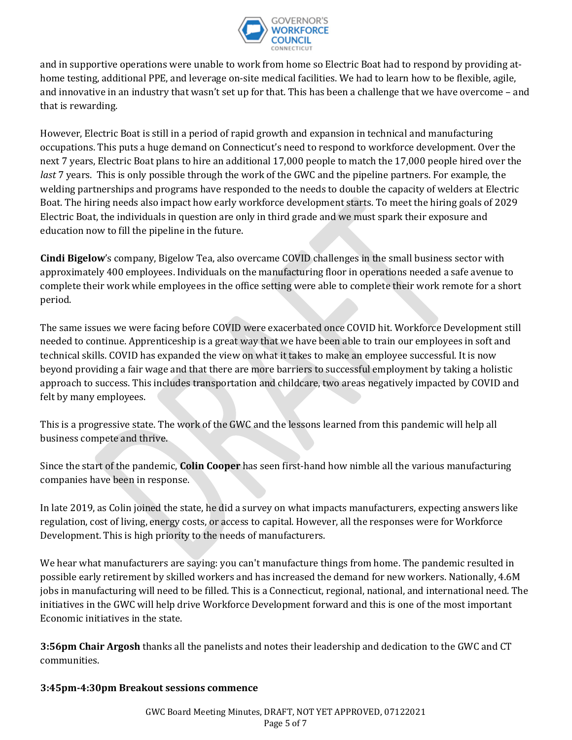and in supportive operations were unable to work from home so Electric Boat had to respond by providing at-home testing, additional PPE, and leverage on-site medical facilities. We had to learn how to be flexible, agile, and innovative in an industry that wasn't set up for that. This has been a challenge that we have overcome – and that is rewarding.

However, Electric Boat is still in a period of rapid growth and expansion in technical and manufacturing occupations. This puts a huge demand on Connecticut's need to respond to workforce development. Over the next 7 years, Electric Boat plans to hire an additional 17,000 people to match the 17,000 people hired over the *last* 7 years. This is only possible through the work of the GWC and the pipeline partners. For example, the welding partnerships and programs have responded to the needs to double the capacity of welders at Electric Boat. The hiring needs also impact how early workforce development starts. To meet the hiring goals of 2029 Electric Boat, the individuals in question are only in third grade and we must spark their exposure and education now to fill the pipeline in the future.

**Cindi Bigelow**'s company, Bigelow Tea, also overcame COVID challenges in the small business sector with approximately 400 employees. Individuals on the manufacturing floor in operations needed a safe avenue to complete their work while employees in the office setting were able to complete their work remote for a short period.

The same issues we were facing before COVID were exacerbated once COVID hit. Workforce Development still needed to continue. Apprenticeship is a great way that we have been able to train our employees in soft and technical skills. COVID has expanded the view on what it takes to make an employee successful. It is now beyond providing a fair wage and that there are more barriers to successful employment by taking a holistic approach to success. This includes transportation and childcare, two areas negatively impacted by COVID and felt by many employees.

This is a progressive state. The work of the GWC and the lessons learned from this pandemic will help all business compete and thrive.

Since the start of the pandemic, **Colin Cooper** has seen first-hand how nimble all the various manufacturing companies have been in response.

In late 2019, as Colin joined the state, he did a survey on what impacts manufacturers, expecting answers like regulation, cost of living, energy costs, or access to capital. However, all the responses were for Workforce Development. This is high priority to the needs of manufacturers.

We hear what manufacturers are saying: you can't manufacture things from home. The pandemic resulted in possible early retirement by skilled workers and has increased the demand for new workers. Nationally, 4.6M jobs in manufacturing will need to be filled. This is a Connecticut, regional, national, and international need. The initiatives in the GWC will help drive Workforce Development forward and this is one of the most important Economic initiatives in the state.

**3:56pm Chair Argosh** thanks all the panelists and notes their leadership and dedication to the GWC and CT communities.

**3:45pm-4:30pm Breakout sessions commence**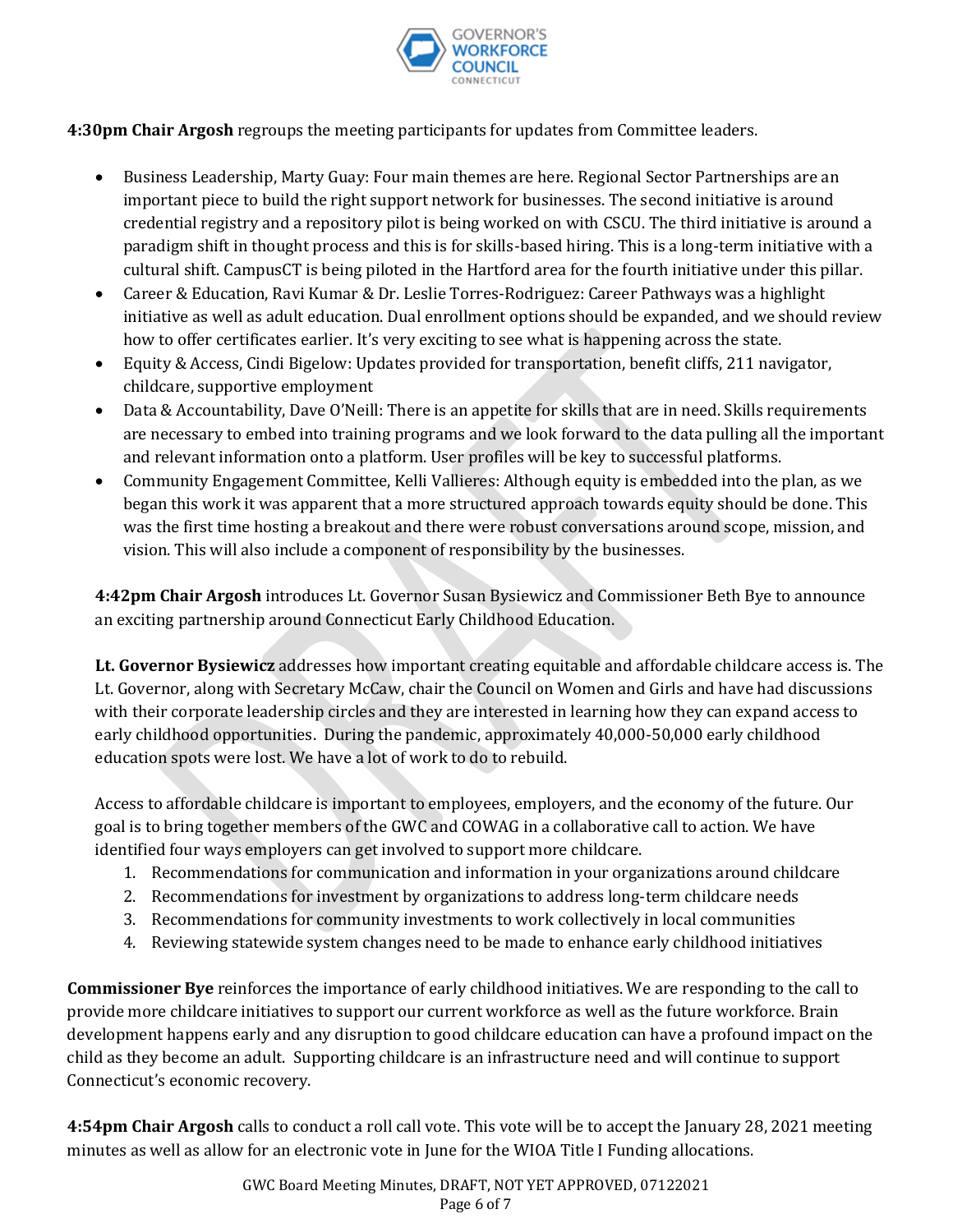**4:30pm Chair Argosh** regroups the meeting participants for updates from Committee leaders.

- Business Leadership, Marty Guay: Four main themes are here. Regional Sector Partnerships are an important piece to build the right support network for businesses. The second initiative is around credential registry and a repository pilot is being worked on with CSCU. The third initiative is around a paradigm shift in thought process and this is for skills-based hiring. This is a long-term initiative with a cultural shift. CampusCT is being piloted in the Hartford area for the fourth initiative under this pillar.
- Career & Education, Ravi Kumar & Dr. Leslie Torres-Rodriguez: Career Pathways was a highlight initiative as well as adult education. Dual enrollment options should be expanded, and we should review how to offer certificates earlier. It's very exciting to see what is happening across the state.
- Equity & Access, Cindi Bigelow: Updates provided for transportation, benefit cliffs, 211 navigator, childcare, supportive employment
- Data & Accountability, Dave O'Neill: There is an appetite for skills that are in need. Skills requirements are necessary to embed into training programs and we look forward to the data pulling all the important and relevant information onto a platform. User profiles will be key to successful platforms.
- Community Engagement Committee, Kelli Vallieres: Although equity is embedded into the plan, as we began this work it was apparent that a more structured approach towards equity should be done. This was the first time hosting a breakout and there were robust conversations around scope, mission, and vision. This will also include a component of responsibility by the businesses.

**4:42pm Chair Argosh** introduces Lt. Governor Susan Bysiewicz and Commissioner Beth Bye to announce an exciting partnership around Connecticut Early Childhood Education.

**Lt. Governor Bysiewicz** addresses how important creating equitable and affordable childcare access is. The Lt. Governor, along with Secretary McCaw, chair the Council on Women and Girls and have had discussions with their corporate leadership circles and they are interested in learning how they can expand access to early childhood opportunities. During the pandemic, approximately 40,000-50,000 early childhood education spots were lost. We have a lot of work to do to rebuild.

Access to affordable childcare is important to employees, employers, and the economy of the future. Our goal is to bring together members of the GWC and COWAG in a collaborative call to action. We have identified four ways employers can get involved to support more childcare.

1. Recommendations for communication and information in your organizations around childcare
2. Recommendations for investment by organizations to address long-term childcare needs
3. Recommendations for community investments to work collectively in local communities
4. Reviewing statewide system changes need to be made to enhance early childhood initiatives

**Commissioner Bye** reinforces the importance of early childhood initiatives. We are responding to the call to provide more childcare initiatives to support our current workforce as well as the future workforce. Brain development happens early and any disruption to good childcare education can have a profound impact on the child as they become an adult. Supporting childcare is an infrastructure need and will continue to support Connecticut's economic recovery.

**4:54pm Chair Argosh** calls to conduct a roll call vote. This vote will be to accept the January 28, 2021 meeting minutes as well as allow for an electronic vote in June for the WIOA Title I Funding allocations.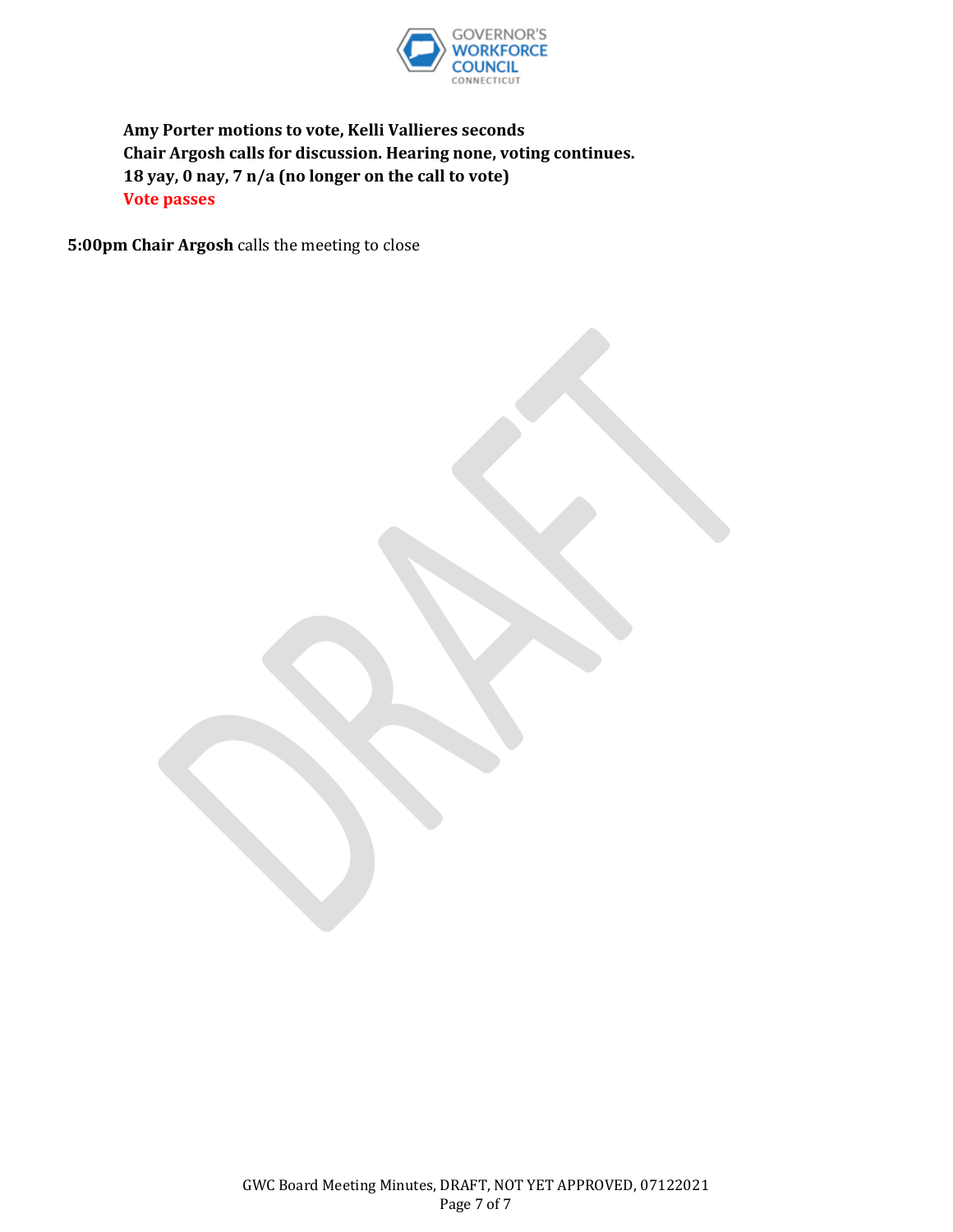**Amy Porter motions to vote, Kelli Vallieres seconds**
**Chair Argosh calls for discussion. Hearing none, voting continues.**
**18 yay, 0 nay, 7 n/a (no longer on the call to vote)**
**Vote passes**

**5:00pm Chair Argosh** calls the meeting to close